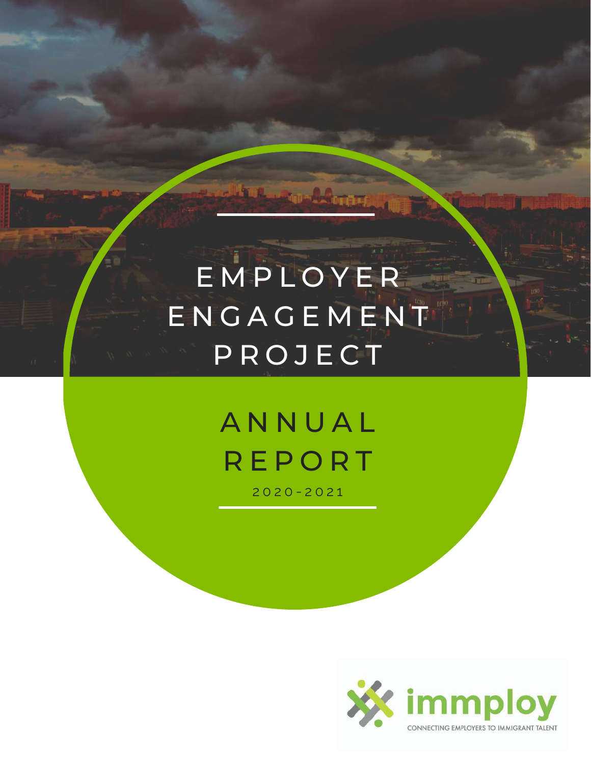# EMPLOYER ENGAGEMENT PROJECT

## ANNUAL REPORT

2020-2021

immploy

CONNECTING EMPLOYERS TO IMMIGRANT TALENT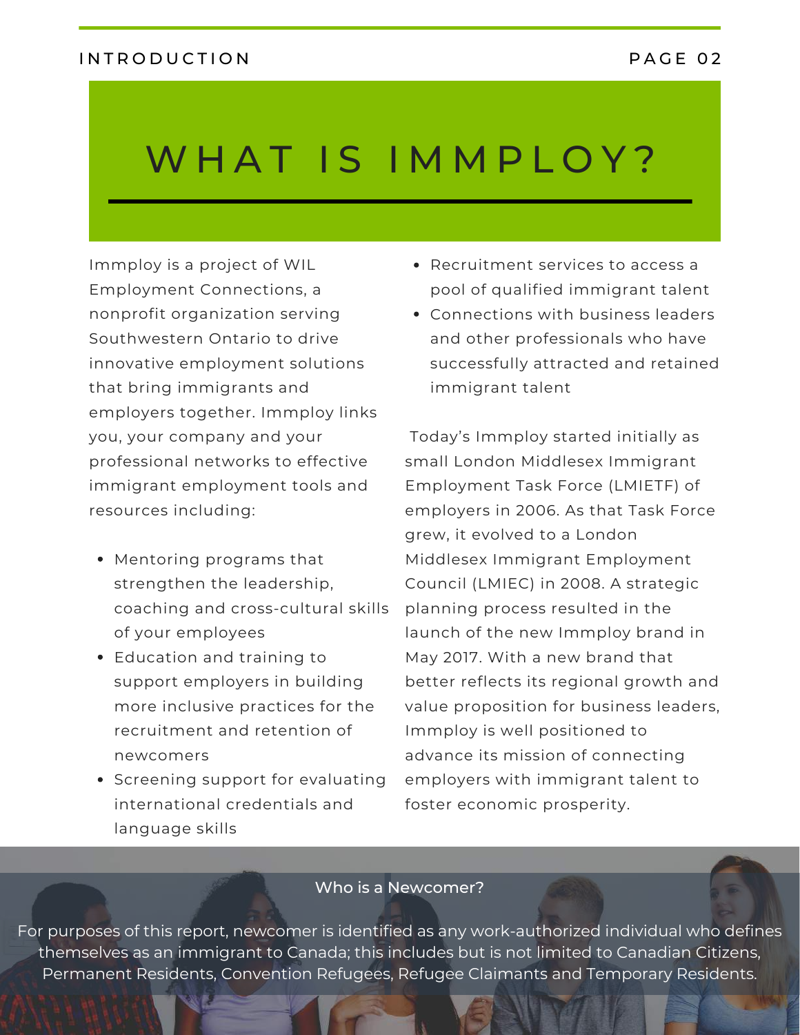# WHAT IS IMMPLOY?

Immploy is a project of WIL Employment Connections, a nonprofit organization serving Southwestern Ontario to drive innovative employment solutions that bring immigrants and employers together. Immploy links you, your company and your professional networks to effective immigrant employment tools and resources including:

- Mentoring programs that strengthen the leadership, coaching and cross-cultural skills of your employees
- Education and training to support employers in building more inclusive practices for the recruitment and retention of newcomers
- Screening support for evaluating international credentials and language skills
- Recruitment services to access a pool of qualified immigrant talent
- Connections with business leaders and other professionals who have successfully attracted and retained immigrant talent

Today's Immploy started initially as small London Middlesex Immigrant Employment Task Force (LMIETF) of employers in 2006. As that Task Force grew, it evolved to a London Middlesex Immigrant Employment Council (LMIEC) in 2008. A strategic planning process resulted in the launch of the new Immploy brand in May 2017. With a new brand that better reflects its regional growth and value proposition for business leaders, Immploy is well positioned to advance its mission of connecting employers with immigrant talent to foster economic prosperity.

### Who is a Newcomer?

For purposes of this report, newcomer is identified as any work-authorized individual who defines themselves as an immigrant to Canada; this includes but is not limited to Canadian Citizens, Permanent Residents, Convention Refugees, Refugee Claimants and Temporary Residents.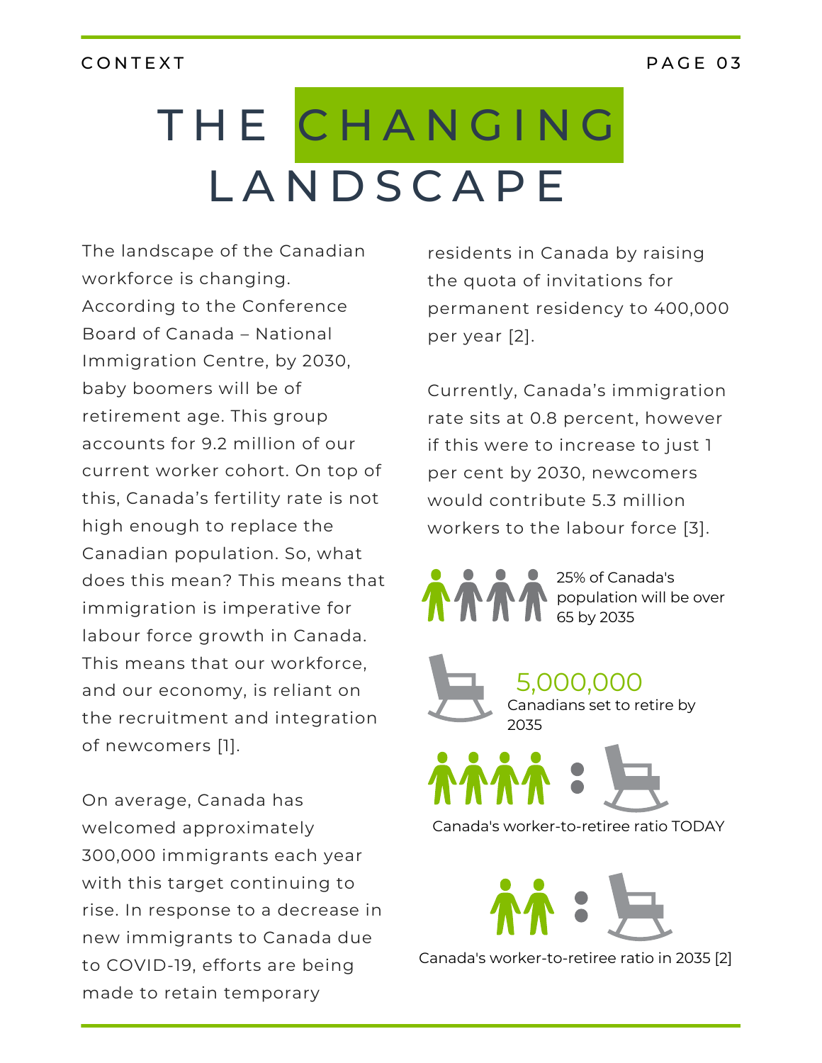# THE CHANGING LANDSCAPE

The landscape of the Canadian workforce is changing. According to the Conference Board of Canada – National Immigration Centre, by 2030, baby boomers will be of retirement age. This group accounts for 9.2 million of our current worker cohort. On top of this, Canada's fertility rate is not high enough to replace the Canadian population. So, what does this mean? This means that immigration is imperative for labour force growth in Canada. This means that our workforce, and our economy, is reliant on the recruitment and integration of newcomers [1].

On average, Canada has welcomed approximately 300,000 immigrants each year with this target continuing to rise. In response to a decrease in new immigrants to Canada due to COVID-19, efforts are being made to retain temporary residents in Canada by raising the quota of invitations for permanent residency to 400,000 per year [2].

Currently, Canada's immigration rate sits at 0.8 percent, however if this were to increase to just 1 per cent by 2030, newcomers would contribute 5.3 million workers to the labour force [3].

25% of Canada's population will be over 65 by 2035

5,000,000 Canadians set to retire by 2035

Canada's worker-to-retiree ratio TODAY

Canada's worker-to-retiree ratio in 2035 [2]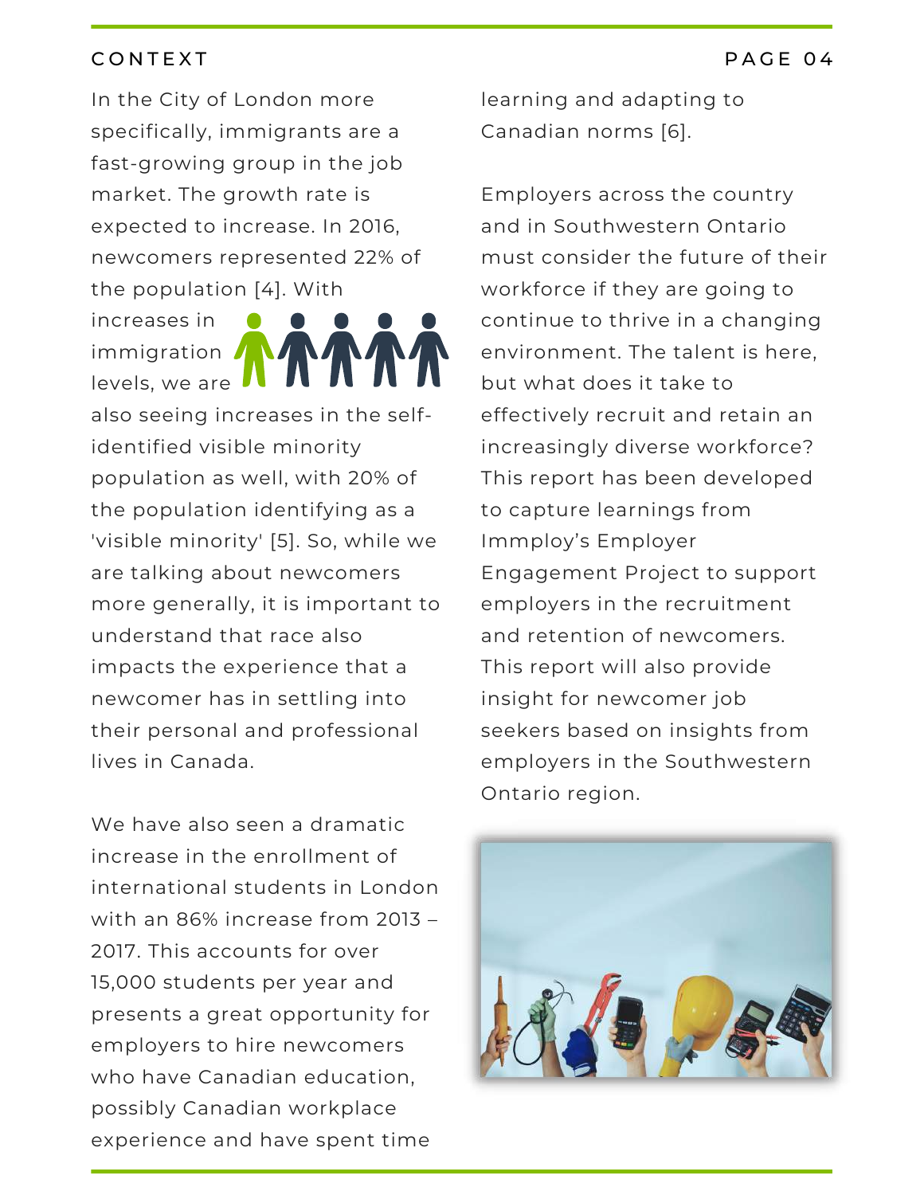In the City of London more specifically, immigrants are a fast-growing group in the job market. The growth rate is expected to increase. In 2016, newcomers represented 22% of the population [4]. With increases in immigration levels, we are also seeing increases in the self-identified visible minority population as well, with 20% of the population identifying as a 'visible minority' [5]. So, while we are talking about newcomers more generally, it is important to understand that race also impacts the experience that a newcomer has in settling into their personal and professional lives in Canada.

We have also seen a dramatic increase in the enrollment of international students in London with an 86% increase from 2013 – 2017. This accounts for over 15,000 students per year and presents a great opportunity for employers to hire newcomers who have Canadian education, possibly Canadian workplace experience and have spent time learning and adapting to Canadian norms [6].

Employers across the country and in Southwestern Ontario must consider the future of their workforce if they are going to continue to thrive in a changing environment. The talent is here, but what does it take to effectively recruit and retain an increasingly diverse workforce? This report has been developed to capture learnings from Immploy's Employer Engagement Project to support employers in the recruitment and retention of newcomers. This report will also provide insight for newcomer job seekers based on insights from employers in the Southwestern Ontario region.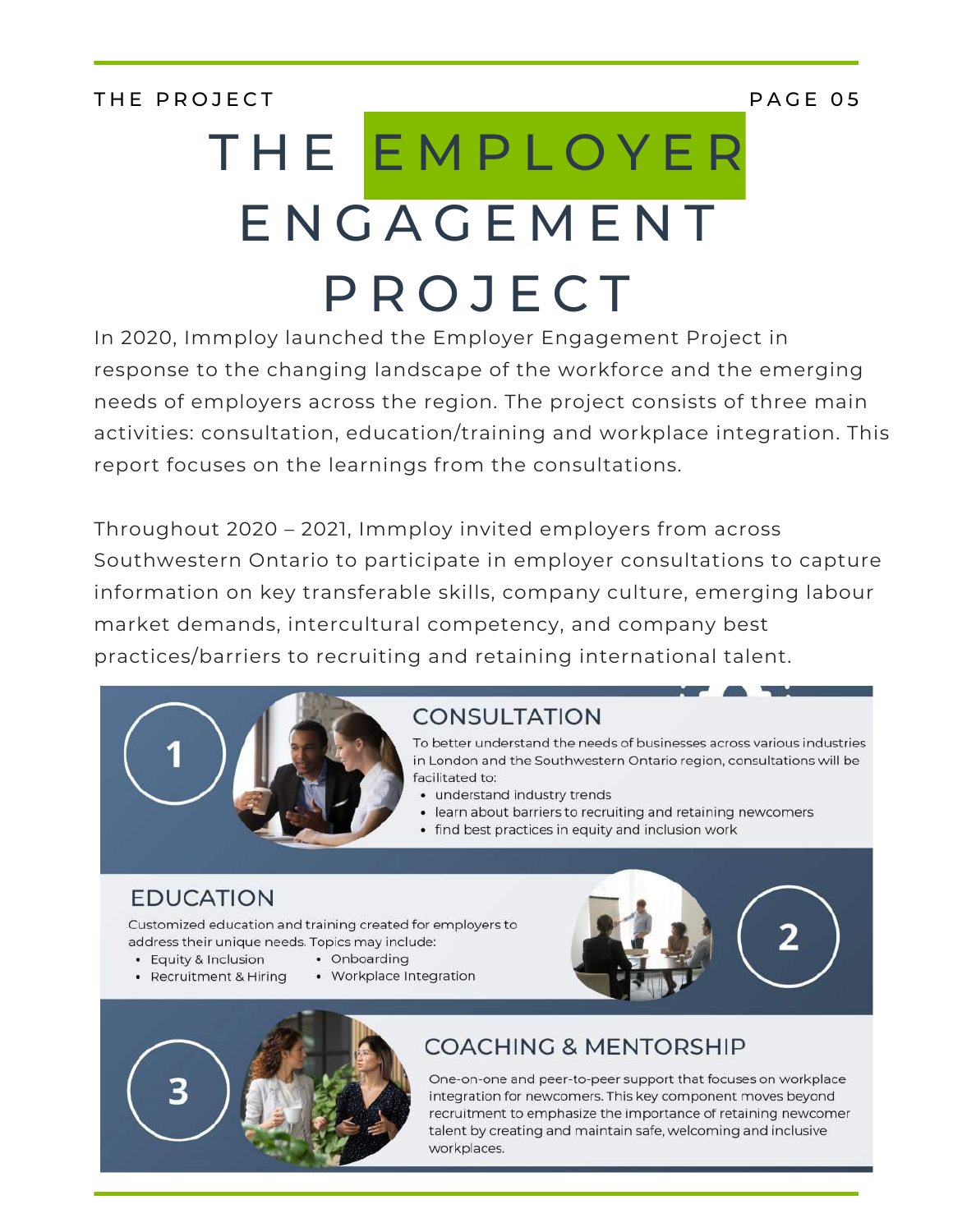# THE EMPLOYER ENGAGEMENT PROJECT

In 2020, Immploy launched the Employer Engagement Project in response to the changing landscape of the workforce and the emerging needs of employers across the region. The project consists of three main activities: consultation, education/training and workplace integration. This report focuses on the learnings from the consultations.

Throughout 2020 – 2021, Immploy invited employers from across Southwestern Ontario to participate in employer consultations to capture information on key transferable skills, company culture, emerging labour market demands, intercultural competency, and company best practices/barriers to recruiting and retaining international talent.

## 1 CONSULTATION

To better understand the needs of businesses across various industries in London and the Southwestern Ontario region, consultations will be facilitated to:

- understand industry trends
- learn about barriers to recruiting and retaining newcomers
- find best practices in equity and inclusion work

## 2 EDUCATION

Customized education and training created for employers to address their unique needs. Topics may include:

- Equity & Inclusion
- Recruitment & Hiring
- Onboarding
- Workplace Integration

## 3 COACHING & MENTORSHIP

One-on-one and peer-to-peer support that focuses on workplace integration for newcomers. This key component moves beyond recruitment to emphasize the importance of retaining newcomer talent by creating and maintain safe, welcoming and inclusive workplaces.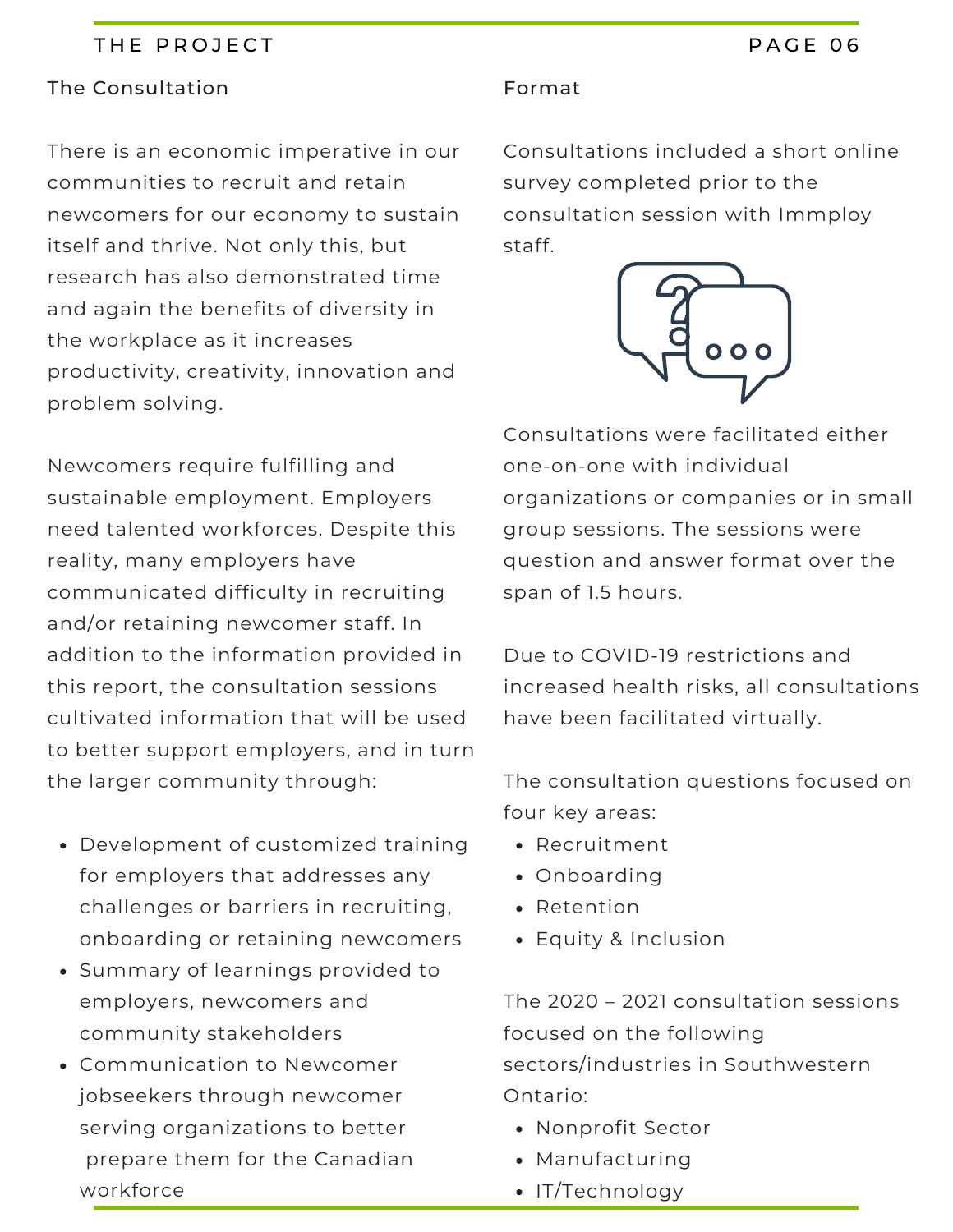## The Consultation

There is an economic imperative in our communities to recruit and retain newcomers for our economy to sustain itself and thrive. Not only this, but research has also demonstrated time and again the benefits of diversity in the workplace as it increases productivity, creativity, innovation and problem solving.

Newcomers require fulfilling and sustainable employment. Employers need talented workforces. Despite this reality, many employers have communicated difficulty in recruiting and/or retaining newcomer staff. In addition to the information provided in this report, the consultation sessions cultivated information that will be used to better support employers, and in turn the larger community through:

- Development of customized training for employers that addresses any challenges or barriers in recruiting, onboarding or retaining newcomers
- Summary of learnings provided to employers, newcomers and community stakeholders
- Communication to Newcomer jobseekers through newcomer serving organizations to better prepare them for the Canadian workforce

## Format

Consultations included a short online survey completed prior to the consultation session with Immploy staff.

Consultations were facilitated either one-on-one with individual organizations or companies or in small group sessions. The sessions were question and answer format over the span of 1.5 hours.

Due to COVID-19 restrictions and increased health risks, all consultations have been facilitated virtually.

The consultation questions focused on four key areas:

- Recruitment
- Onboarding
- Retention
- Equity & Inclusion

The 2020 – 2021 consultation sessions focused on the following sectors/industries in Southwestern Ontario:

- Nonprofit Sector
- Manufacturing
- IT/Technology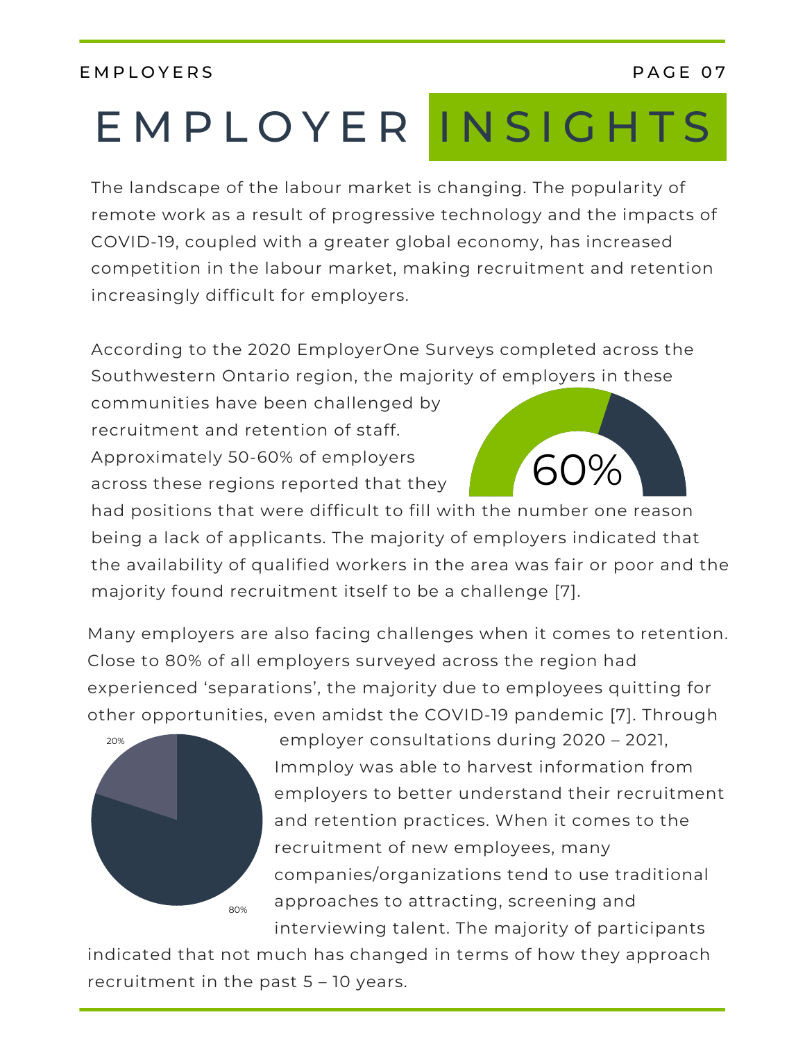# EMPLOYER INSIGHTS

The landscape of the labour market is changing. The popularity of remote work as a result of progressive technology and the impacts of COVID-19, coupled with a greater global economy, has increased competition in the labour market, making recruitment and retention increasingly difficult for employers.

According to the 2020 EmployerOne Surveys completed across the Southwestern Ontario region, the majority of employers in these communities have been challenged by recruitment and retention of staff. Approximately 50-60% of employers across these regions reported that they had positions that were difficult to fill with the number one reason being a lack of applicants. The majority of employers indicated that the availability of qualified workers in the area was fair or poor and the majority found recruitment itself to be a challenge [7].

60%

Many employers are also facing challenges when it comes to retention. Close to 80% of all employers surveyed across the region had experienced 'separations', the majority due to employees quitting for other opportunities, even amidst the COVID-19 pandemic [7]. Through employer consultations during 2020 – 2021, Immploy was able to harvest information from employers to better understand their recruitment and retention practices. When it comes to the recruitment of new employees, many companies/organizations tend to use traditional approaches to attracting, screening and interviewing talent. The majority of participants indicated that not much has changed in terms of how they approach recruitment in the past 5 – 10 years.

20%

80%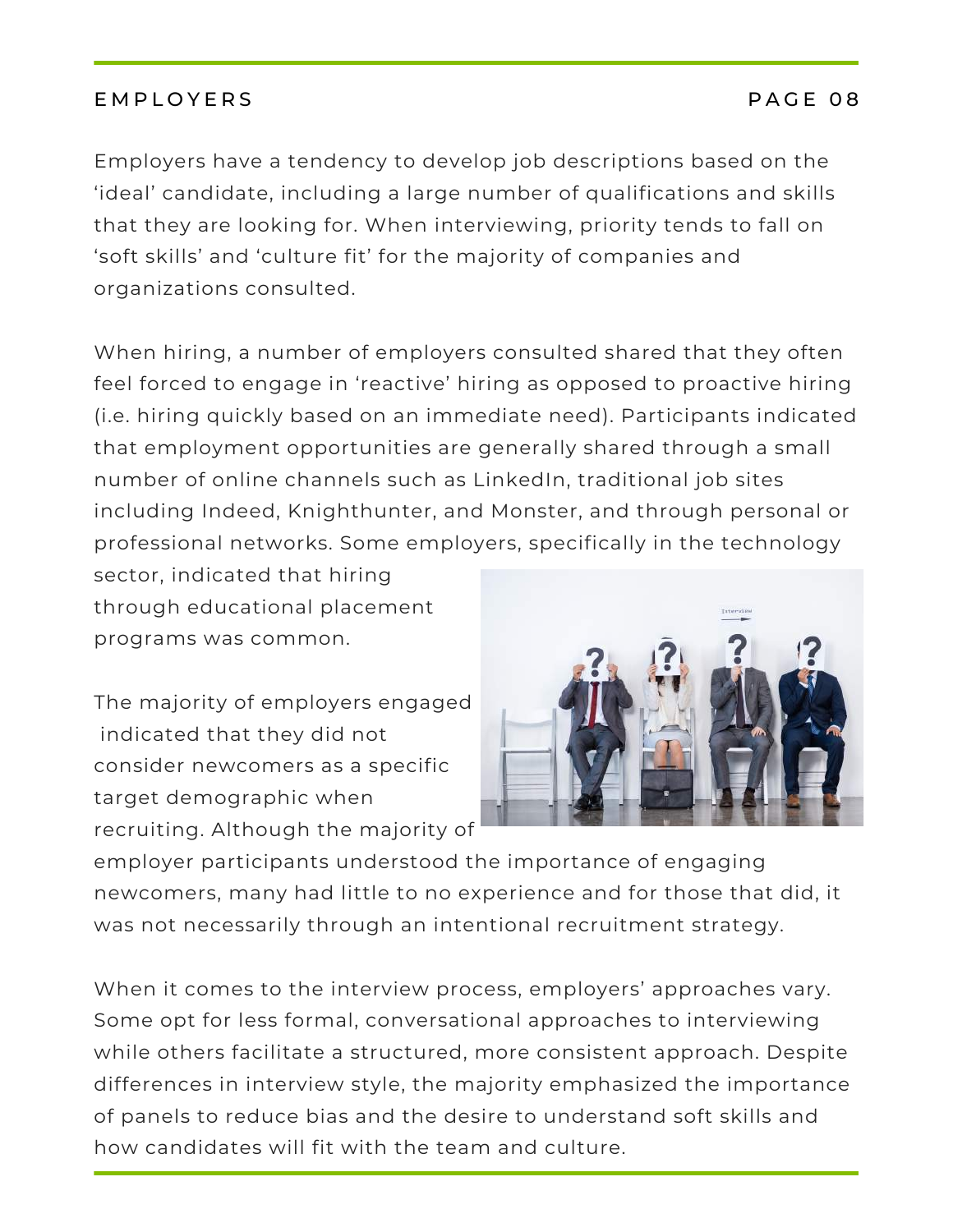Employers have a tendency to develop job descriptions based on the 'ideal' candidate, including a large number of qualifications and skills that they are looking for. When interviewing, priority tends to fall on 'soft skills' and 'culture fit' for the majority of companies and organizations consulted.

When hiring, a number of employers consulted shared that they often feel forced to engage in 'reactive' hiring as opposed to proactive hiring (i.e. hiring quickly based on an immediate need). Participants indicated that employment opportunities are generally shared through a small number of online channels such as LinkedIn, traditional job sites including Indeed, Knighthunter, and Monster, and through personal or professional networks. Some employers, specifically in the technology sector, indicated that hiring through educational placement programs was common.

The majority of employers engaged indicated that they did not consider newcomers as a specific target demographic when recruiting. Although the majority of employer participants understood the importance of engaging newcomers, many had little to no experience and for those that did, it was not necessarily through an intentional recruitment strategy.

When it comes to the interview process, employers' approaches vary. Some opt for less formal, conversational approaches to interviewing while others facilitate a structured, more consistent approach. Despite differences in interview style, the majority emphasized the importance of panels to reduce bias and the desire to understand soft skills and how candidates will fit with the team and culture.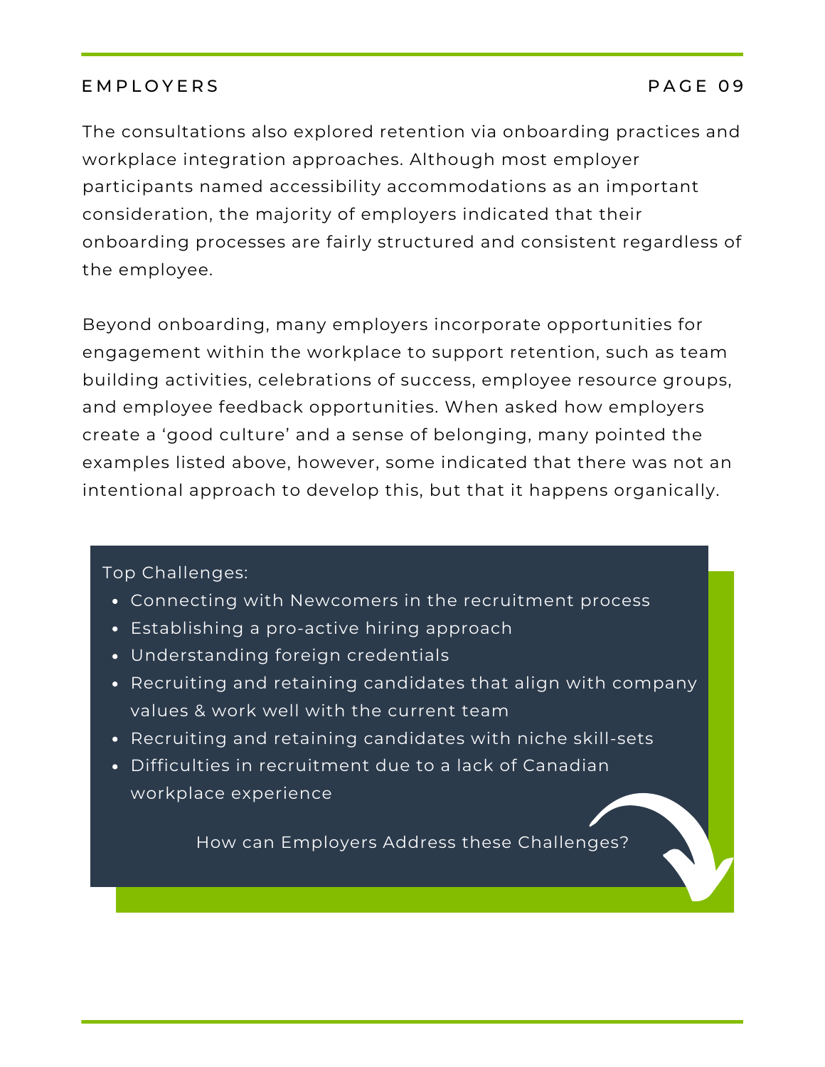The consultations also explored retention via onboarding practices and workplace integration approaches. Although most employer participants named accessibility accommodations as an important consideration, the majority of employers indicated that their onboarding processes are fairly structured and consistent regardless of the employee.

Beyond onboarding, many employers incorporate opportunities for engagement within the workplace to support retention, such as team building activities, celebrations of success, employee resource groups, and employee feedback opportunities. When asked how employers create a 'good culture' and a sense of belonging, many pointed the examples listed above, however, some indicated that there was not an intentional approach to develop this, but that it happens organically.

Top Challenges:

- Connecting with Newcomers in the recruitment process
- Establishing a pro-active hiring approach
- Understanding foreign credentials
- Recruiting and retaining candidates that align with company values & work well with the current team
- Recruiting and retaining candidates with niche skill-sets
- Difficulties in recruitment due to a lack of Canadian workplace experience

How can Employers Address these Challenges?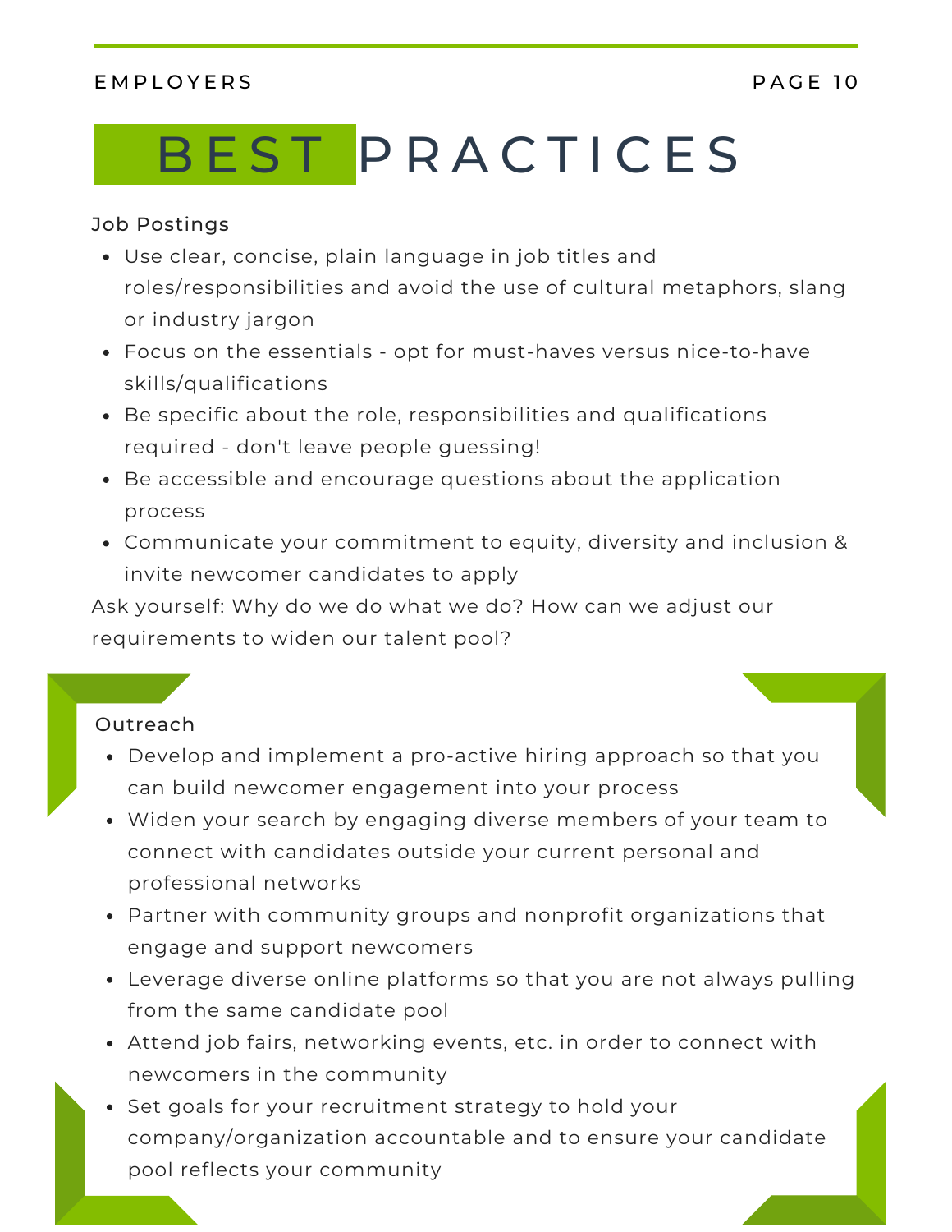# BEST PRACTICES

### Job Postings

- Use clear, concise, plain language in job titles and roles/responsibilities and avoid the use of cultural metaphors, slang or industry jargon
- Focus on the essentials - opt for must-haves versus nice-to-have skills/qualifications
- Be specific about the role, responsibilities and qualifications required - don't leave people guessing!
- Be accessible and encourage questions about the application process
- Communicate your commitment to equity, diversity and inclusion & invite newcomer candidates to apply

Ask yourself: Why do we do what we do? How can we adjust our requirements to widen our talent pool?

### Outreach

- Develop and implement a pro-active hiring approach so that you can build newcomer engagement into your process
- Widen your search by engaging diverse members of your team to connect with candidates outside your current personal and professional networks
- Partner with community groups and nonprofit organizations that engage and support newcomers
- Leverage diverse online platforms so that you are not always pulling from the same candidate pool
- Attend job fairs, networking events, etc. in order to connect with newcomers in the community
- Set goals for your recruitment strategy to hold your company/organization accountable and to ensure your candidate pool reflects your community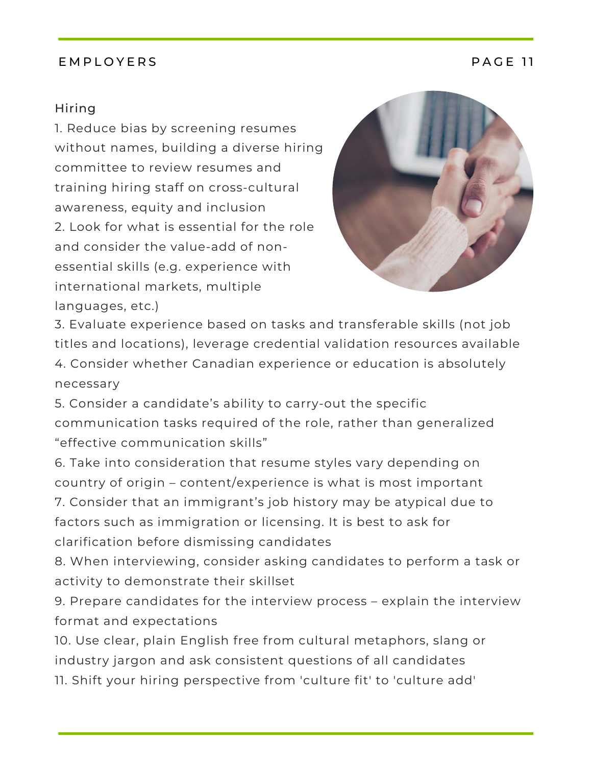## Hiring

1. Reduce bias by screening resumes without names, building a diverse hiring committee to review resumes and training hiring staff on cross-cultural awareness, equity and inclusion
2. Look for what is essential for the role and consider the value-add of non-essential skills (e.g. experience with international markets, multiple languages, etc.)
3. Evaluate experience based on tasks and transferable skills (not job titles and locations), leverage credential validation resources available
4. Consider whether Canadian experience or education is absolutely necessary
5. Consider a candidate's ability to carry-out the specific communication tasks required of the role, rather than generalized "effective communication skills"
6. Take into consideration that resume styles vary depending on country of origin – content/experience is what is most important
7. Consider that an immigrant's job history may be atypical due to factors such as immigration or licensing. It is best to ask for clarification before dismissing candidates
8. When interviewing, consider asking candidates to perform a task or activity to demonstrate their skillset
9. Prepare candidates for the interview process – explain the interview format and expectations
10. Use clear, plain English free from cultural metaphors, slang or industry jargon and ask consistent questions of all candidates
11. Shift your hiring perspective from 'culture fit' to 'culture add'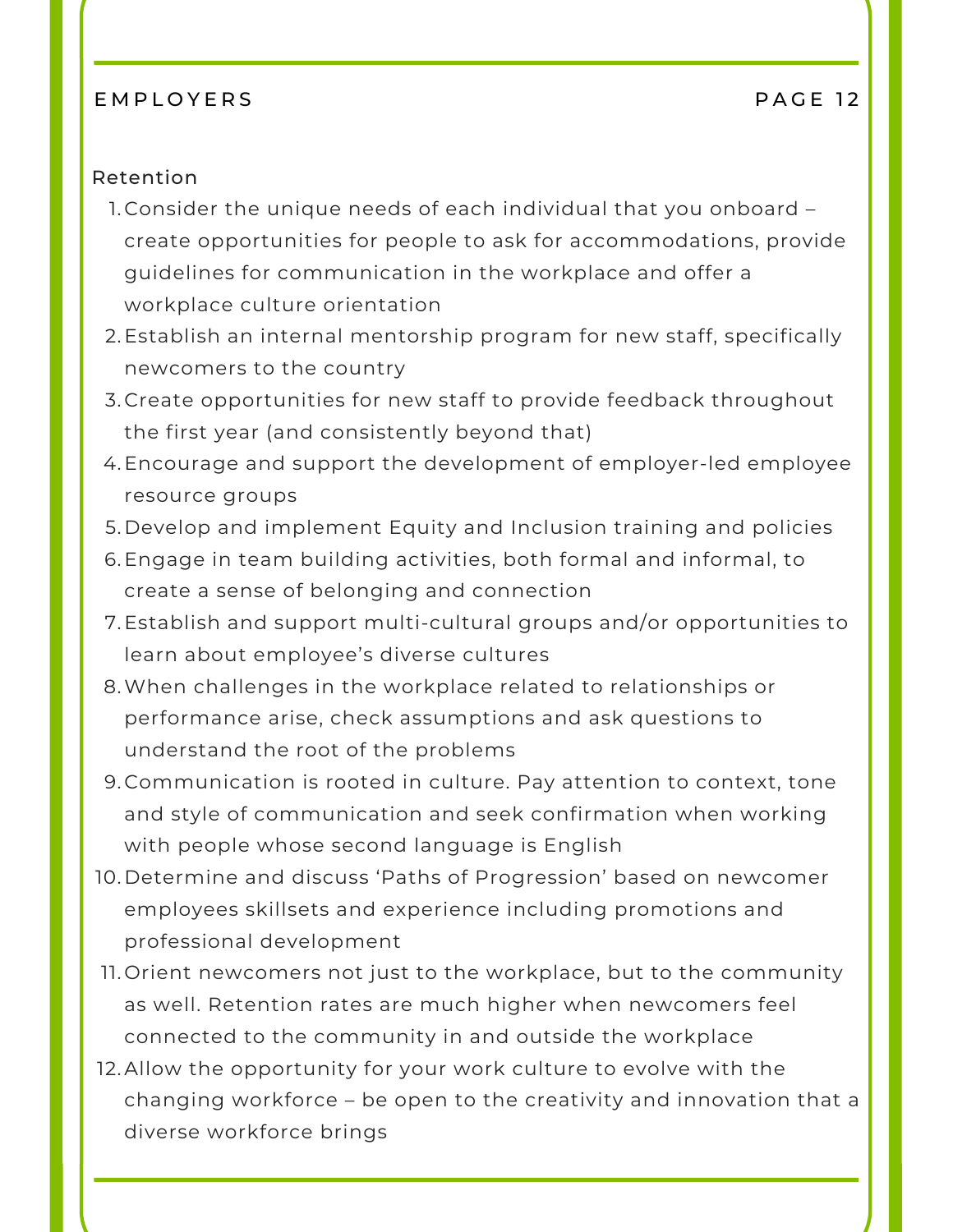## Retention

1. Consider the unique needs of each individual that you onboard – create opportunities for people to ask for accommodations, provide guidelines for communication in the workplace and offer a workplace culture orientation
2. Establish an internal mentorship program for new staff, specifically newcomers to the country
3. Create opportunities for new staff to provide feedback throughout the first year (and consistently beyond that)
4. Encourage and support the development of employer-led employee resource groups
5. Develop and implement Equity and Inclusion training and policies
6. Engage in team building activities, both formal and informal, to create a sense of belonging and connection
7. Establish and support multi-cultural groups and/or opportunities to learn about employee's diverse cultures
8. When challenges in the workplace related to relationships or performance arise, check assumptions and ask questions to understand the root of the problems
9. Communication is rooted in culture. Pay attention to context, tone and style of communication and seek confirmation when working with people whose second language is English
10. Determine and discuss 'Paths of Progression' based on newcomer employees skillsets and experience including promotions and professional development
11. Orient newcomers not just to the workplace, but to the community as well. Retention rates are much higher when newcomers feel connected to the community in and outside the workplace
12. Allow the opportunity for your work culture to evolve with the changing workforce – be open to the creativity and innovation that a diverse workforce brings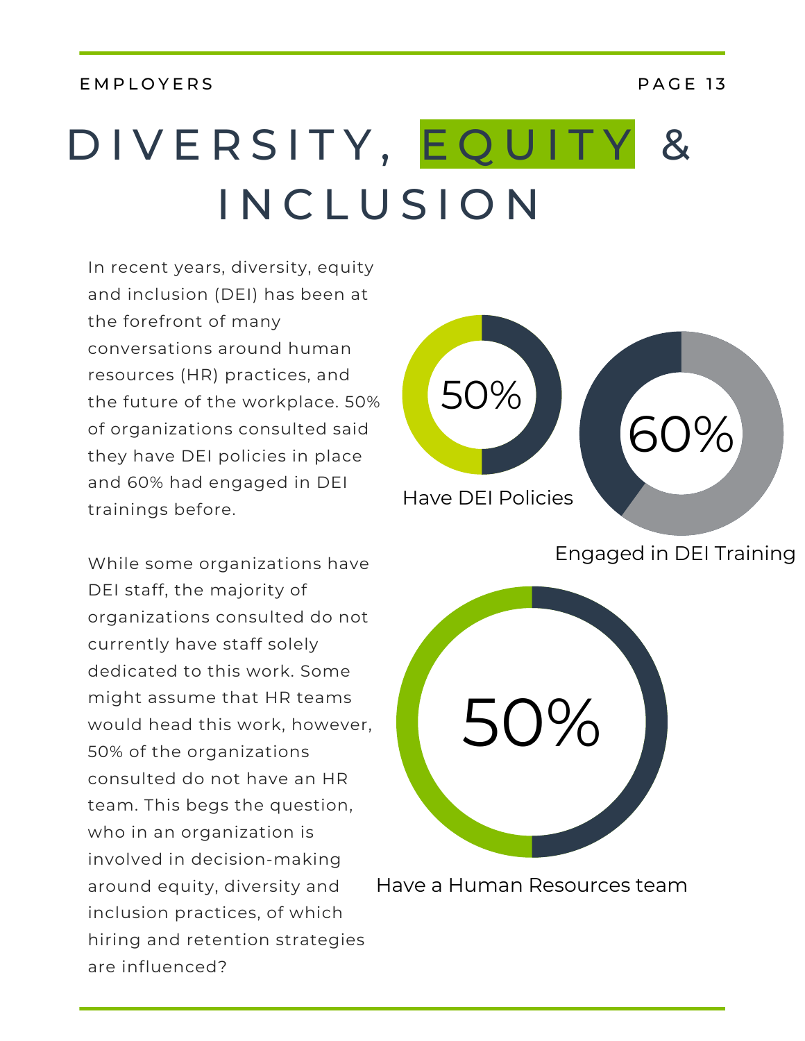# DIVERSITY, EQUITY & INCLUSION

In recent years, diversity, equity and inclusion (DEI) has been at the forefront of many conversations around human resources (HR) practices, and the future of the workplace. 50% of organizations consulted said they have DEI policies in place and 60% had engaged in DEI trainings before.

50%

Have DEI Policies

60%

Engaged in DEI Training

While some organizations have DEI staff, the majority of organizations consulted do not currently have staff solely dedicated to this work. Some might assume that HR teams would head this work, however, 50% of the organizations consulted do not have an HR team. This begs the question, who in an organization is involved in decision-making around equity, diversity and inclusion practices, of which hiring and retention strategies are influenced?

50%

Have a Human Resources team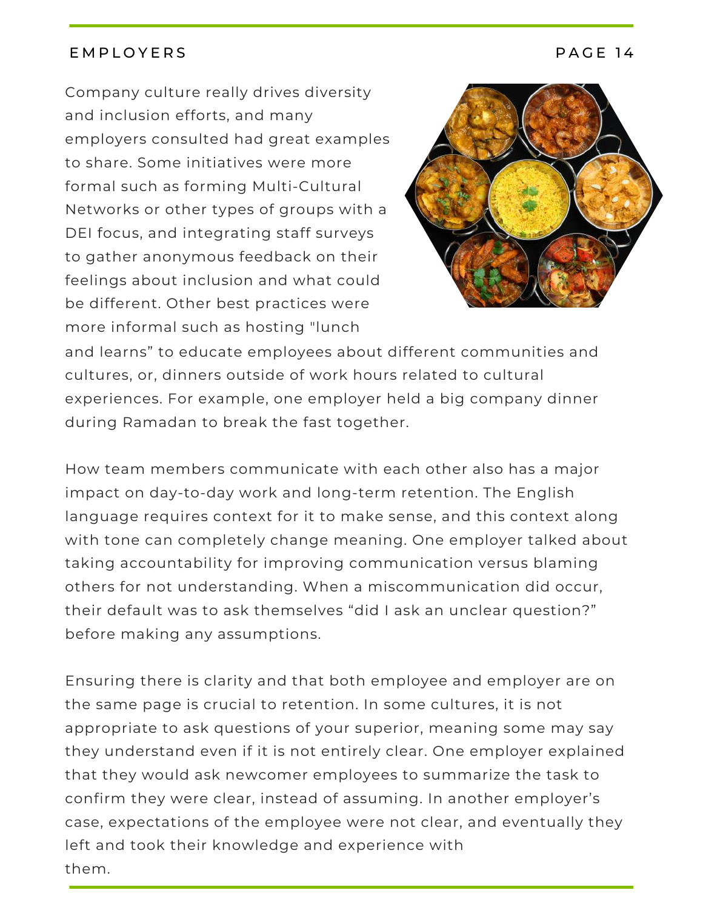Company culture really drives diversity and inclusion efforts, and many employers consulted had great examples to share. Some initiatives were more formal such as forming Multi-Cultural Networks or other types of groups with a DEI focus, and integrating staff surveys to gather anonymous feedback on their feelings about inclusion and what could be different. Other best practices were more informal such as hosting "lunch and learns" to educate employees about different communities and cultures, or, dinners outside of work hours related to cultural experiences. For example, one employer held a big company dinner during Ramadan to break the fast together.

How team members communicate with each other also has a major impact on day-to-day work and long-term retention. The English language requires context for it to make sense, and this context along with tone can completely change meaning. One employer talked about taking accountability for improving communication versus blaming others for not understanding. When a miscommunication did occur, their default was to ask themselves "did I ask an unclear question?" before making any assumptions.

Ensuring there is clarity and that both employee and employer are on the same page is crucial to retention. In some cultures, it is not appropriate to ask questions of your superior, meaning some may say they understand even if it is not entirely clear. One employer explained that they would ask newcomer employees to summarize the task to confirm they were clear, instead of assuming. In another employer's case, expectations of the employee were not clear, and eventually they left and took their knowledge and experience with them.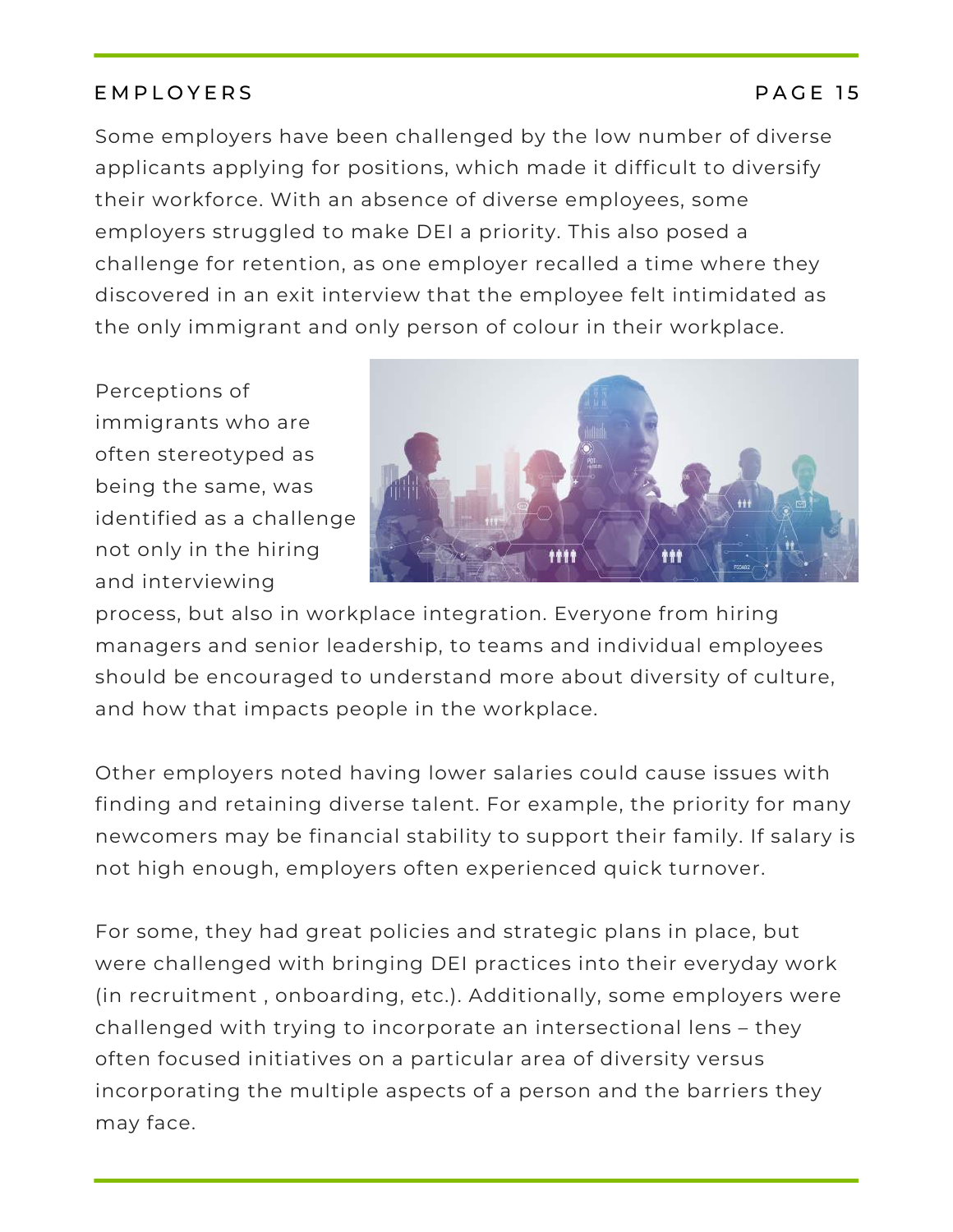Some employers have been challenged by the low number of diverse applicants applying for positions, which made it difficult to diversify their workforce. With an absence of diverse employees, some employers struggled to make DEI a priority. This also posed a challenge for retention, as one employer recalled a time where they discovered in an exit interview that the employee felt intimidated as the only immigrant and only person of colour in their workplace.

Perceptions of immigrants who are often stereotyped as being the same, was identified as a challenge not only in the hiring and interviewing process, but also in workplace integration. Everyone from hiring managers and senior leadership, to teams and individual employees should be encouraged to understand more about diversity of culture, and how that impacts people in the workplace.

Other employers noted having lower salaries could cause issues with finding and retaining diverse talent. For example, the priority for many newcomers may be financial stability to support their family. If salary is not high enough, employers often experienced quick turnover.

For some, they had great policies and strategic plans in place, but were challenged with bringing DEI practices into their everyday work (in recruitment , onboarding, etc.). Additionally, some employers were challenged with trying to incorporate an intersectional lens – they often focused initiatives on a particular area of diversity versus incorporating the multiple aspects of a person and the barriers they may face.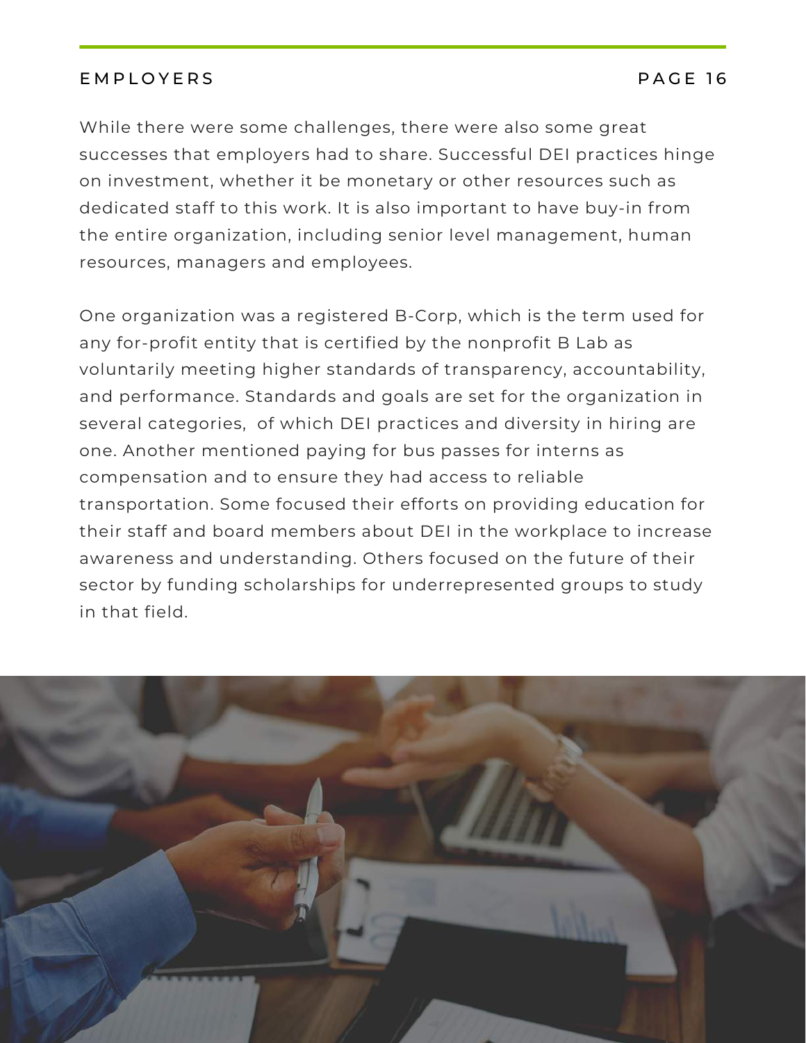While there were some challenges, there were also some great successes that employers had to share. Successful DEI practices hinge on investment, whether it be monetary or other resources such as dedicated staff to this work. It is also important to have buy-in from the entire organization, including senior level management, human resources, managers and employees.

One organization was a registered B-Corp, which is the term used for any for-profit entity that is certified by the nonprofit B Lab as voluntarily meeting higher standards of transparency, accountability, and performance. Standards and goals are set for the organization in several categories, of which DEI practices and diversity in hiring are one. Another mentioned paying for bus passes for interns as compensation and to ensure they had access to reliable transportation. Some focused their efforts on providing education for their staff and board members about DEI in the workplace to increase awareness and understanding. Others focused on the future of their sector by funding scholarships for underrepresented groups to study in that field.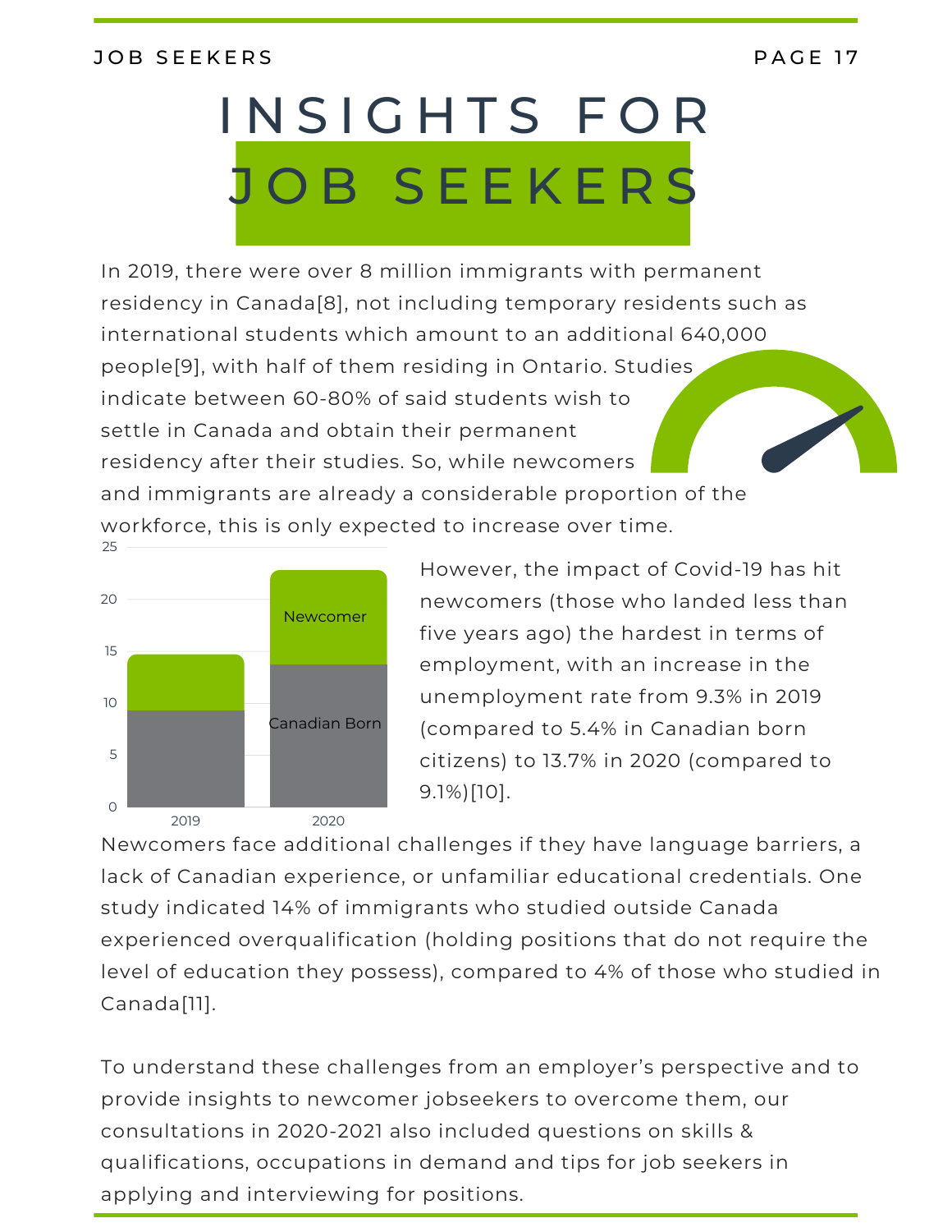# INSIGHTS FOR JOB SEEKERS

In 2019, there were over 8 million immigrants with permanent residency in Canada[8], not including temporary residents such as international students which amount to an additional 640,000 people[9], with half of them residing in Ontario. Studies indicate between 60-80% of said students wish to settle in Canada and obtain their permanent residency after their studies. So, while newcomers and immigrants are already a considerable proportion of the workforce, this is only expected to increase over time.

However, the impact of Covid-19 has hit newcomers (those who landed less than five years ago) the hardest in terms of employment, with an increase in the unemployment rate from 9.3% in 2019 (compared to 5.4% in Canadian born citizens) to 13.7% in 2020 (compared to 9.1%)[10].

Newcomers face additional challenges if they have language barriers, a lack of Canadian experience, or unfamiliar educational credentials. One study indicated 14% of immigrants who studied outside Canada experienced overqualification (holding positions that do not require the level of education they possess), compared to 4% of those who studied in Canada[11].

To understand these challenges from an employer's perspective and to provide insights to newcomer jobseekers to overcome them, our consultations in 2020-2021 also included questions on skills & qualifications, occupations in demand and tips for job seekers in applying and interviewing for positions.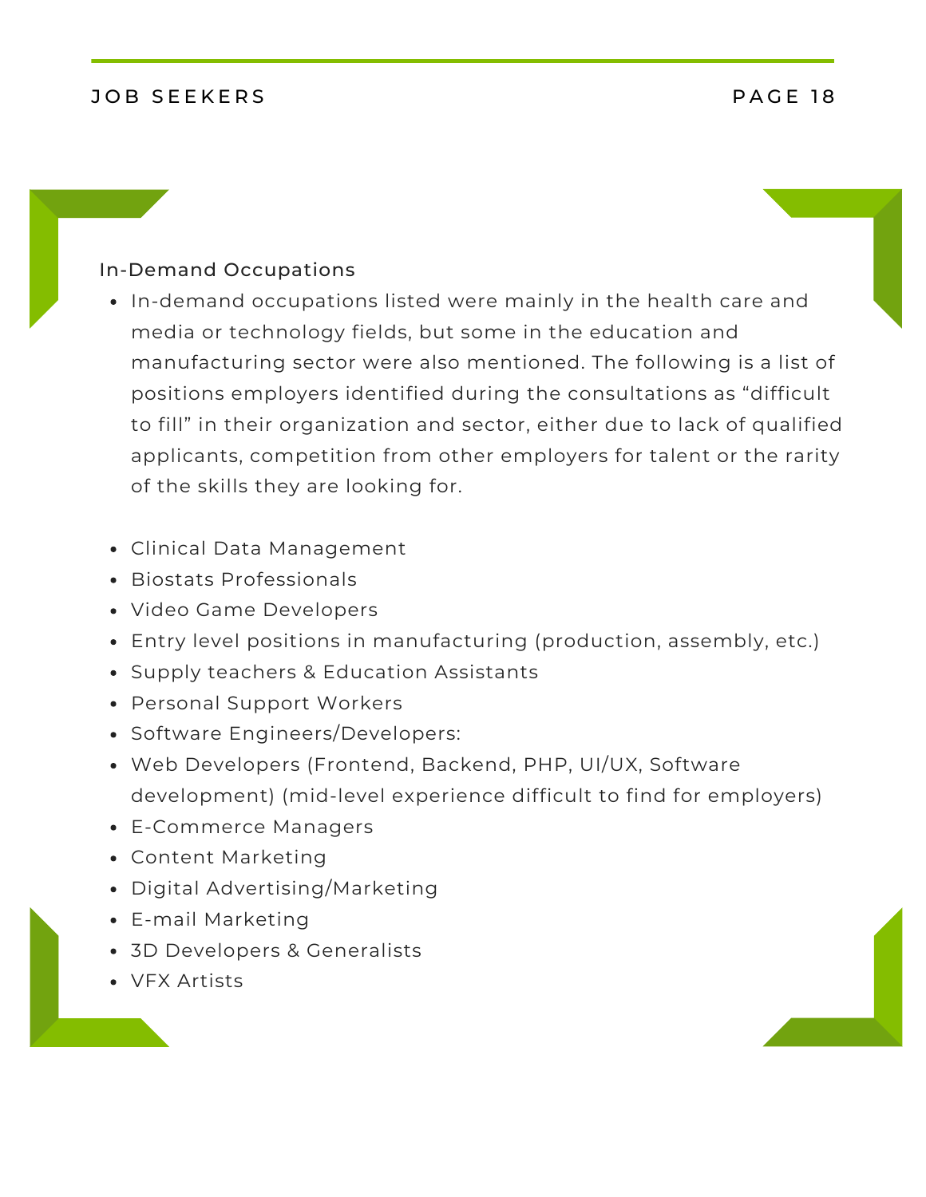## In-Demand Occupations

- In-demand occupations listed were mainly in the health care and media or technology fields, but some in the education and manufacturing sector were also mentioned. The following is a list of positions employers identified during the consultations as "difficult to fill" in their organization and sector, either due to lack of qualified applicants, competition from other employers for talent or the rarity of the skills they are looking for.

- Clinical Data Management
- Biostats Professionals
- Video Game Developers
- Entry level positions in manufacturing (production, assembly, etc.)
- Supply teachers & Education Assistants
- Personal Support Workers
- Software Engineers/Developers:
- Web Developers (Frontend, Backend, PHP, UI/UX, Software development) (mid-level experience difficult to find for employers)
- E-Commerce Managers
- Content Marketing
- Digital Advertising/Marketing
- E-mail Marketing
- 3D Developers & Generalists
- VFX Artists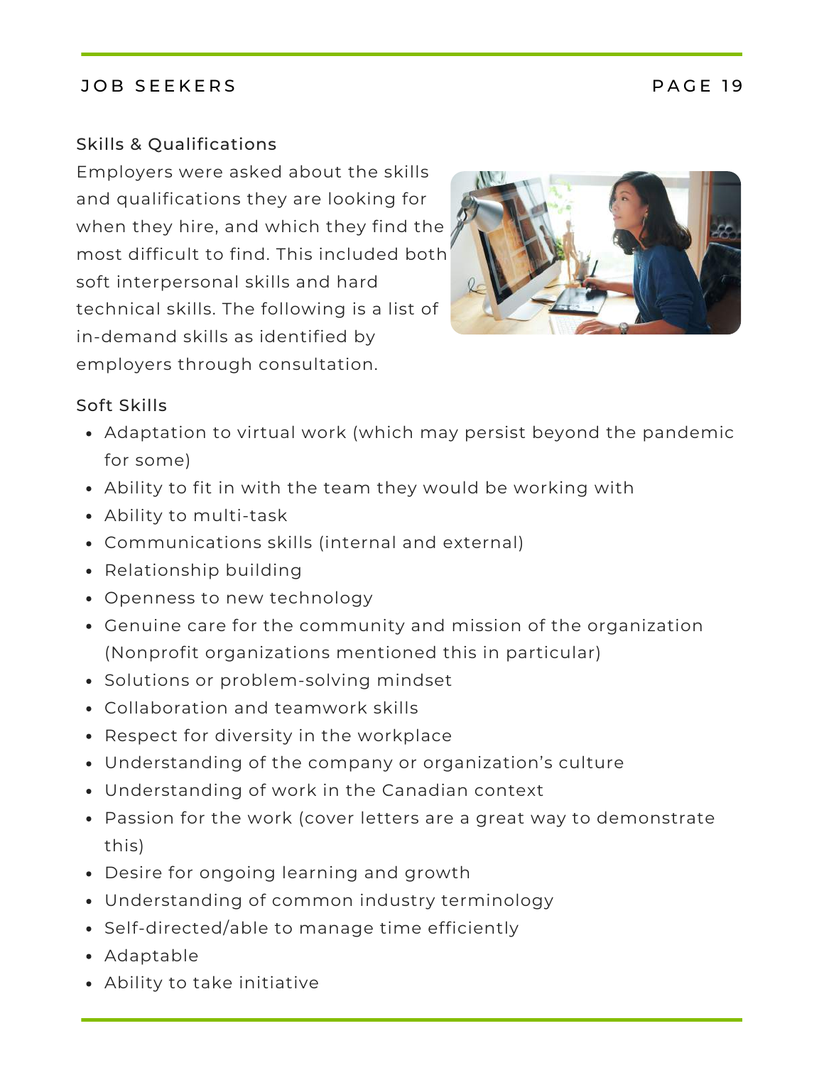## Skills & Qualifications

Employers were asked about the skills and qualifications they are looking for when they hire, and which they find the most difficult to find. This included both soft interpersonal skills and hard technical skills. The following is a list of in-demand skills as identified by employers through consultation.

### Soft Skills

- Adaptation to virtual work (which may persist beyond the pandemic for some)
- Ability to fit in with the team they would be working with
- Ability to multi-task
- Communications skills (internal and external)
- Relationship building
- Openness to new technology
- Genuine care for the community and mission of the organization (Nonprofit organizations mentioned this in particular)
- Solutions or problem-solving mindset
- Collaboration and teamwork skills
- Respect for diversity in the workplace
- Understanding of the company or organization's culture
- Understanding of work in the Canadian context
- Passion for the work (cover letters are a great way to demonstrate this)
- Desire for ongoing learning and growth
- Understanding of common industry terminology
- Self-directed/able to manage time efficiently
- Adaptable
- Ability to take initiative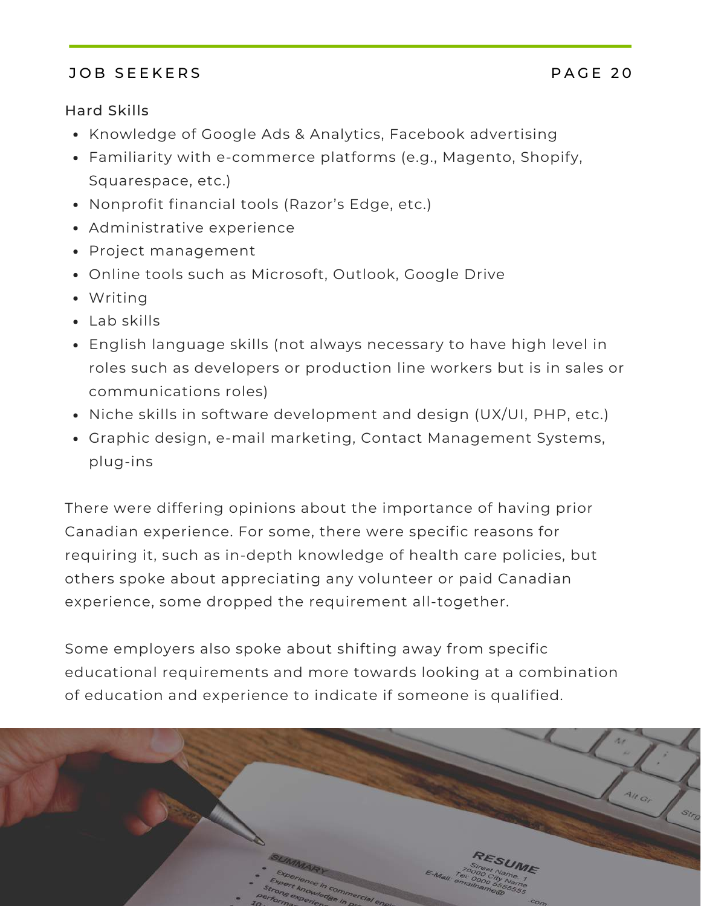Hard Skills

- Knowledge of Google Ads & Analytics, Facebook advertising
- Familiarity with e-commerce platforms (e.g., Magento, Shopify, Squarespace, etc.)
- Nonprofit financial tools (Razor's Edge, etc.)
- Administrative experience
- Project management
- Online tools such as Microsoft, Outlook, Google Drive
- Writing
- Lab skills
- English language skills (not always necessary to have high level in roles such as developers or production line workers but is in sales or communications roles)
- Niche skills in software development and design (UX/UI, PHP, etc.)
- Graphic design, e-mail marketing, Contact Management Systems, plug-ins

There were differing opinions about the importance of having prior Canadian experience. For some, there were specific reasons for requiring it, such as in-depth knowledge of health care policies, but others spoke about appreciating any volunteer or paid Canadian experience, some dropped the requirement all-together.

Some employers also spoke about shifting away from specific educational requirements and more towards looking at a combination of education and experience to indicate if someone is qualified.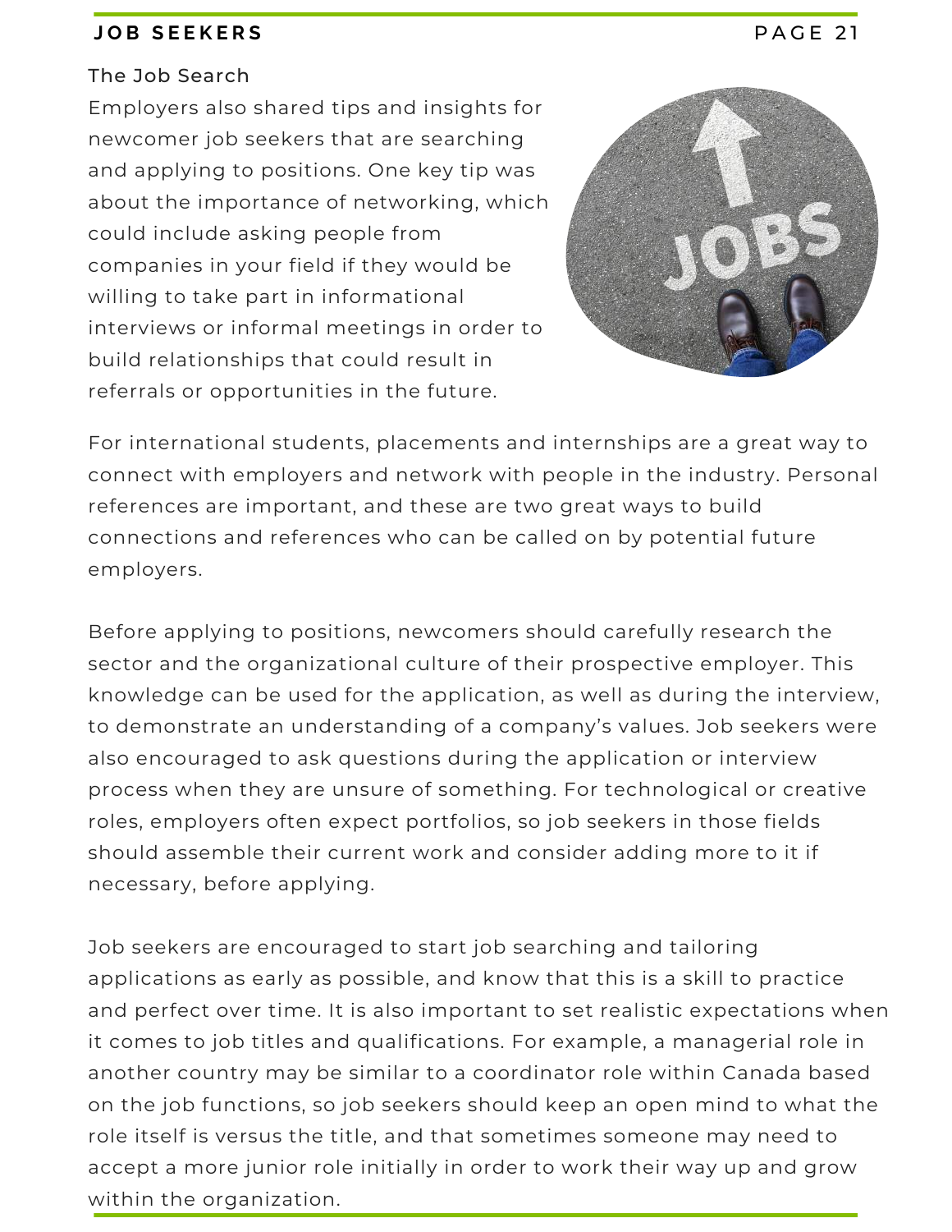## The Job Search

Employers also shared tips and insights for newcomer job seekers that are searching and applying to positions. One key tip was about the importance of networking, which could include asking people from companies in your field if they would be willing to take part in informational interviews or informal meetings in order to build relationships that could result in referrals or opportunities in the future.

For international students, placements and internships are a great way to connect with employers and network with people in the industry. Personal references are important, and these are two great ways to build connections and references who can be called on by potential future employers.

Before applying to positions, newcomers should carefully research the sector and the organizational culture of their prospective employer. This knowledge can be used for the application, as well as during the interview, to demonstrate an understanding of a company's values. Job seekers were also encouraged to ask questions during the application or interview process when they are unsure of something. For technological or creative roles, employers often expect portfolios, so job seekers in those fields should assemble their current work and consider adding more to it if necessary, before applying.

Job seekers are encouraged to start job searching and tailoring applications as early as possible, and know that this is a skill to practice and perfect over time. It is also important to set realistic expectations when it comes to job titles and qualifications. For example, a managerial role in another country may be similar to a coordinator role within Canada based on the job functions, so job seekers should keep an open mind to what the role itself is versus the title, and that sometimes someone may need to accept a more junior role initially in order to work their way up and grow within the organization.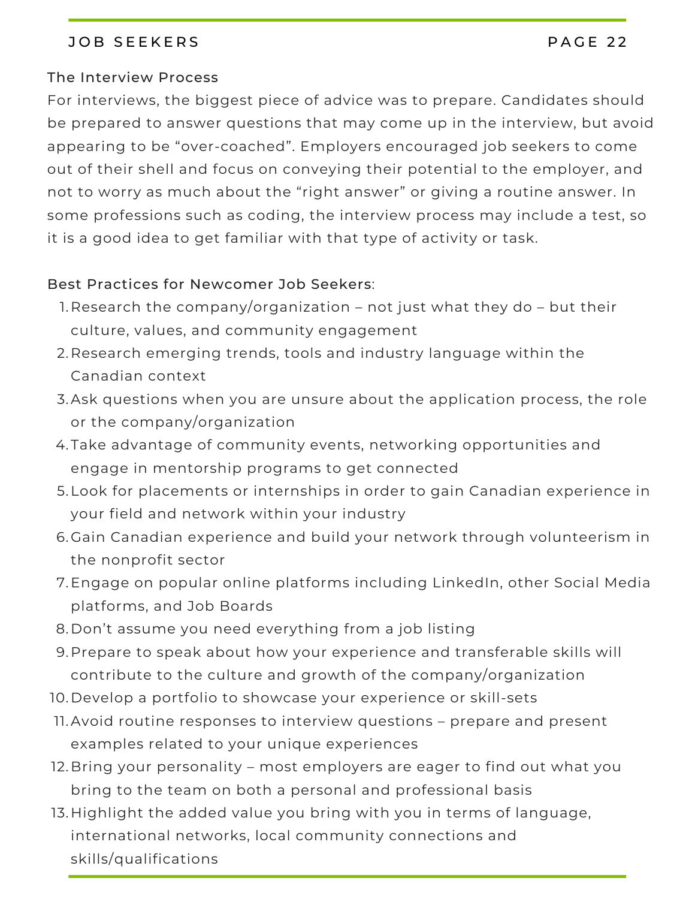## The Interview Process

For interviews, the biggest piece of advice was to prepare. Candidates should be prepared to answer questions that may come up in the interview, but avoid appearing to be "over-coached". Employers encouraged job seekers to come out of their shell and focus on conveying their potential to the employer, and not to worry as much about the "right answer" or giving a routine answer. In some professions such as coding, the interview process may include a test, so it is a good idea to get familiar with that type of activity or task.

## Best Practices for Newcomer Job Seekers:

1. Research the company/organization – not just what they do – but their culture, values, and community engagement
2. Research emerging trends, tools and industry language within the Canadian context
3. Ask questions when you are unsure about the application process, the role or the company/organization
4. Take advantage of community events, networking opportunities and engage in mentorship programs to get connected
5. Look for placements or internships in order to gain Canadian experience in your field and network within your industry
6. Gain Canadian experience and build your network through volunteerism in the nonprofit sector
7. Engage on popular online platforms including LinkedIn, other Social Media platforms, and Job Boards
8. Don't assume you need everything from a job listing
9. Prepare to speak about how your experience and transferable skills will contribute to the culture and growth of the company/organization
10. Develop a portfolio to showcase your experience or skill-sets
11. Avoid routine responses to interview questions – prepare and present examples related to your unique experiences
12. Bring your personality – most employers are eager to find out what you bring to the team on both a personal and professional basis
13. Highlight the added value you bring with you in terms of language, international networks, local community connections and skills/qualifications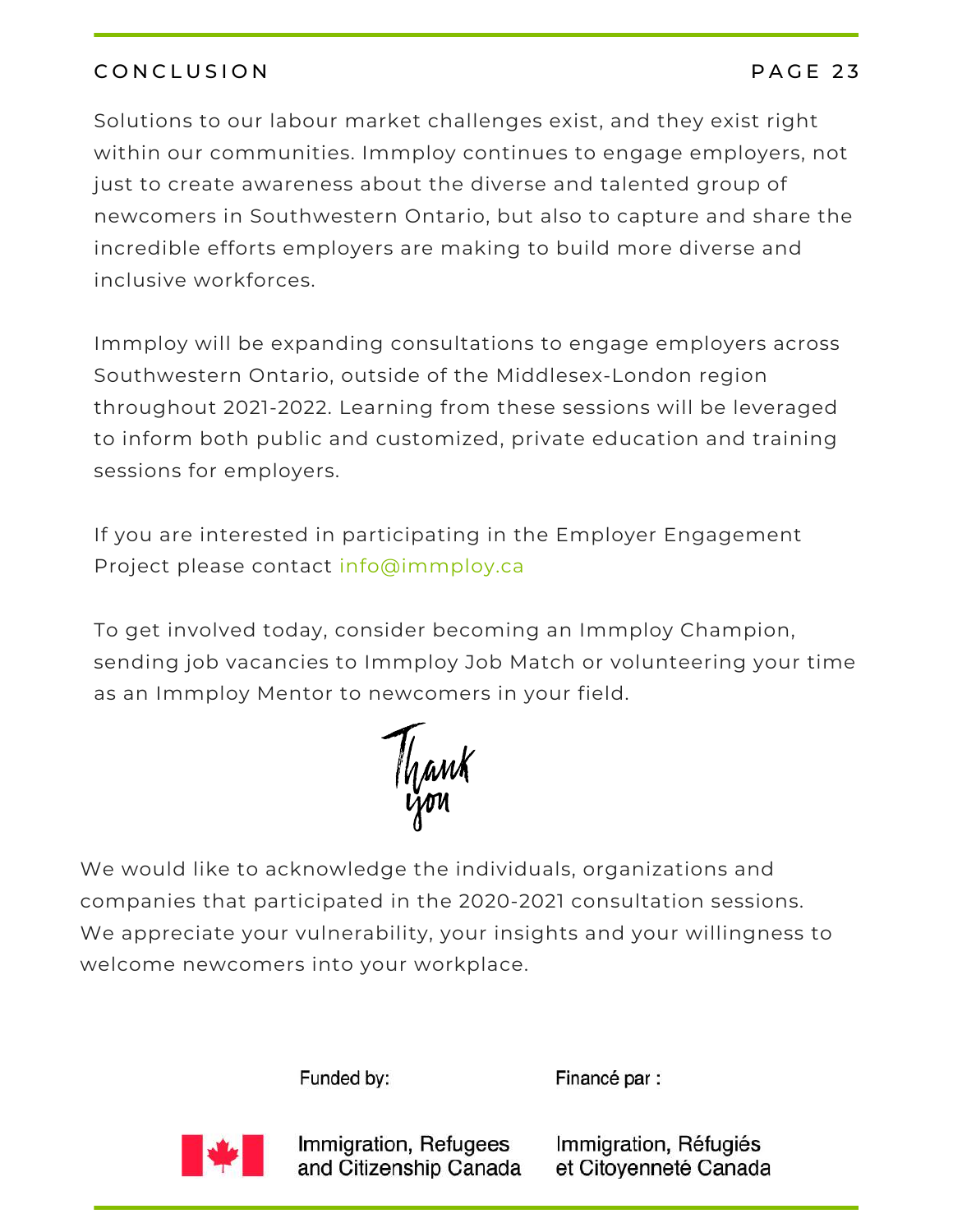# CONCLUSION

Solutions to our labour market challenges exist, and they exist right within our communities. Immploy continues to engage employers, not just to create awareness about the diverse and talented group of newcomers in Southwestern Ontario, but also to capture and share the incredible efforts employers are making to build more diverse and inclusive workforces.

Immploy will be expanding consultations to engage employers across Southwestern Ontario, outside of the Middlesex-London region throughout 2021-2022. Learning from these sessions will be leveraged to inform both public and customized, private education and training sessions for employers.

If you are interested in participating in the Employer Engagement Project please contact info@immploy.ca

To get involved today, consider becoming an Immploy Champion, sending job vacancies to Immploy Job Match or volunteering your time as an Immploy Mentor to newcomers in your field.

Thank you

We would like to acknowledge the individuals, organizations and companies that participated in the 2020-2021 consultation sessions. We appreciate your vulnerability, your insights and your willingness to welcome newcomers into your workplace.

Funded by: Immigration, Refugees and Citizenship Canada

Financé par : Immigration, Réfugiés et Citoyenneté Canada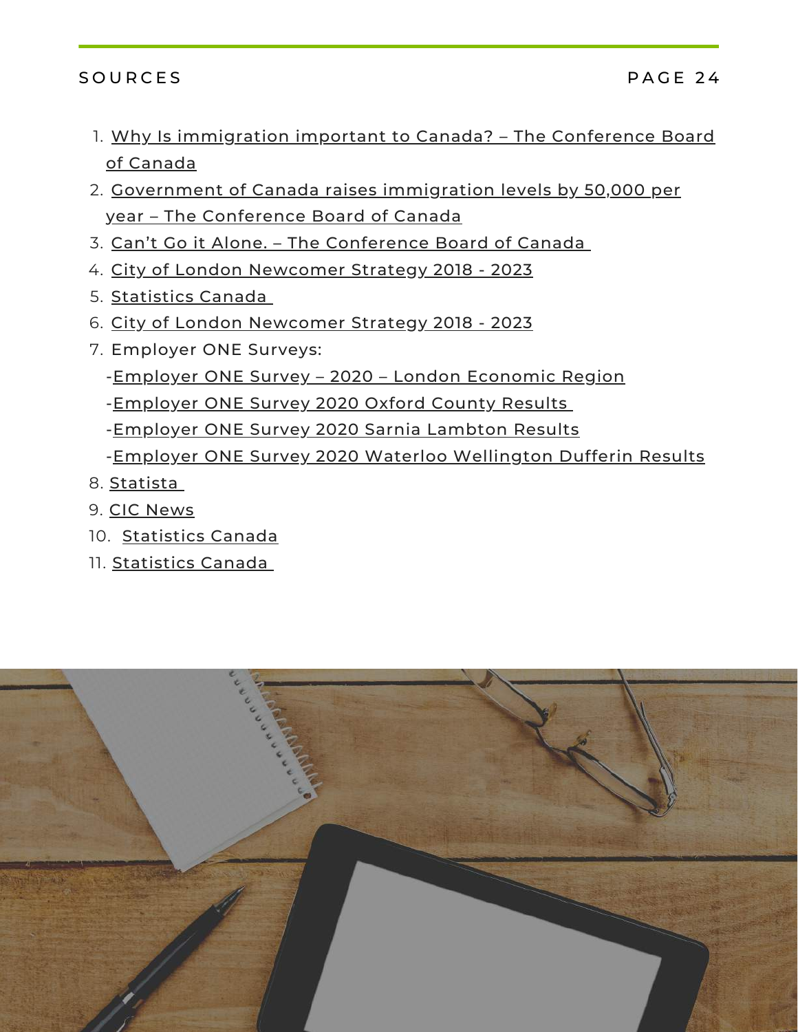## SOURCES

1. Why Is immigration important to Canada? – The Conference Board of Canada
2. Government of Canada raises immigration levels by 50,000 per year – The Conference Board of Canada
3. Can't Go it Alone. – The Conference Board of Canada
4. City of London Newcomer Strategy 2018 - 2023
5. Statistics Canada
6. City of London Newcomer Strategy 2018 - 2023
7. Employer ONE Surveys:
   - Employer ONE Survey – 2020 – London Economic Region
   - Employer ONE Survey 2020 Oxford County Results
   - Employer ONE Survey 2020 Sarnia Lambton Results
   - Employer ONE Survey 2020 Waterloo Wellington Dufferin Results
8. Statista
9. CIC News
10. Statistics Canada
11. Statistics Canada